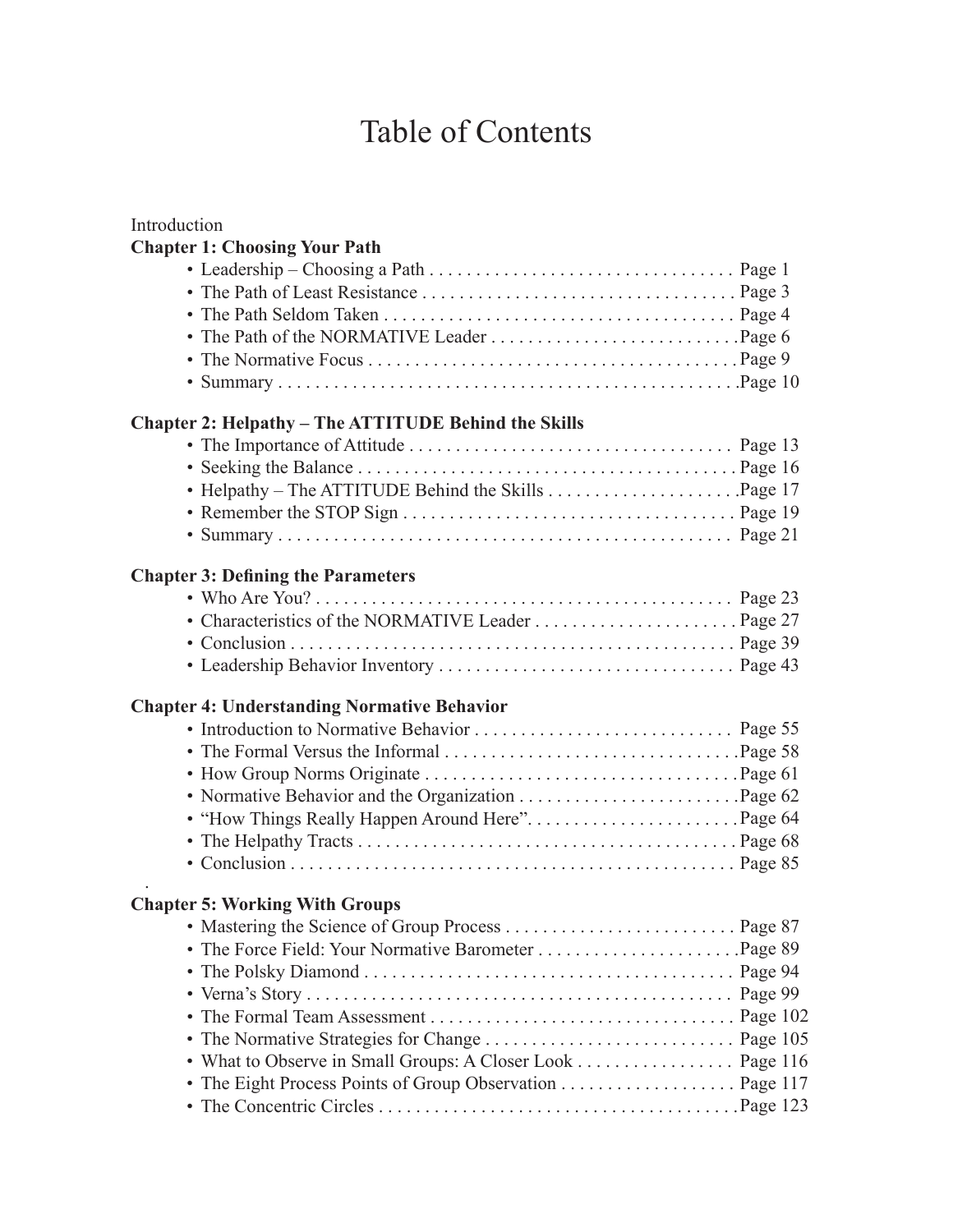# Table of Contents

Introduction

**Chapter 1: Choosing Your Path**

- Leadership – Choosing a Path . . . . . . . . . . . . . . . . . . . . . . . . . . . . . . . . . Page 1
- The Path of Least Resistance . . . . . . . . . . . . . . . . . . . . . . . . . . . . . . . . . . Page 3
- The Path Seldom Taken . . . . . . . . . . . . . . . . . . . . . . . . . . . . . . . . . . . . . . Page 4
- The Path of the NORMATIVE Leader . . . . . . . . . . . . . . . . . . . . . . . . . . . Page 6
- The Normative Focus . . . . . . . . . . . . . . . . . . . . . . . . . . . . . . . . . . . . . . . . Page 9
- Summary . . . . . . . . . . . . . . . . . . . . . . . . . . . . . . . . . . . . . . . . . . . . . . . . . . Page 10

**Chapter 2: Helpathy – The ATTITUDE Behind the Skills**

- The Importance of Attitude . . . . . . . . . . . . . . . . . . . . . . . . . . . . . . . . . . . Page 13
- Seeking the Balance . . . . . . . . . . . . . . . . . . . . . . . . . . . . . . . . . . . . . . . . . Page 16
- Helpathy – The ATTITUDE Behind the Skills . . . . . . . . . . . . . . . . . . . . Page 17
- Remember the STOP Sign . . . . . . . . . . . . . . . . . . . . . . . . . . . . . . . . . . . . Page 19
- Summary . . . . . . . . . . . . . . . . . . . . . . . . . . . . . . . . . . . . . . . . . . . . . . . . . Page 21

**Chapter 3: Defining the Parameters**

- Who Are You? . . . . . . . . . . . . . . . . . . . . . . . . . . . . . . . . . . . . . . . . . . . . . Page 23
- Characteristics of the NORMATIVE Leader . . . . . . . . . . . . . . . . . . . . . . Page 27
- Conclusion . . . . . . . . . . . . . . . . . . . . . . . . . . . . . . . . . . . . . . . . . . . . . . . . Page 39
- Leadership Behavior Inventory . . . . . . . . . . . . . . . . . . . . . . . . . . . . . . . . Page 43

**Chapter 4: Understanding Normative Behavior**

- Introduction to Normative Behavior . . . . . . . . . . . . . . . . . . . . . . . . . . . . Page 55
- The Formal Versus the Informal . . . . . . . . . . . . . . . . . . . . . . . . . . . . . . . . Page 58
- How Group Norms Originate . . . . . . . . . . . . . . . . . . . . . . . . . . . . . . . . . . Page 61
- Normative Behavior and the Organization . . . . . . . . . . . . . . . . . . . . . . . . Page 62
- "How Things Really Happen Around Here". . . . . . . . . . . . . . . . . . . . . . . Page 64
- The Helpathy Tracts . . . . . . . . . . . . . . . . . . . . . . . . . . . . . . . . . . . . . . . . . Page 68
- Conclusion . . . . . . . . . . . . . . . . . . . . . . . . . . . . . . . . . . . . . . . . . . . . . . . . Page 85

**Chapter 5: Working With Groups**

- Mastering the Science of Group Process . . . . . . . . . . . . . . . . . . . . . . . . . Page 87
- The Force Field: Your Normative Barometer . . . . . . . . . . . . . . . . . . . . . . Page 89
- The Polsky Diamond . . . . . . . . . . . . . . . . . . . . . . . . . . . . . . . . . . . . . . . . Page 94
- Verna's Story . . . . . . . . . . . . . . . . . . . . . . . . . . . . . . . . . . . . . . . . . . . . . . Page 99
- The Formal Team Assessment . . . . . . . . . . . . . . . . . . . . . . . . . . . . . . . . . Page 102
- The Normative Strategies for Change . . . . . . . . . . . . . . . . . . . . . . . . . . . Page 105
- What to Observe in Small Groups: A Closer Look . . . . . . . . . . . . . . . . . Page 116
- The Eight Process Points of Group Observation . . . . . . . . . . . . . . . . . . . Page 117
- The Concentric Circles . . . . . . . . . . . . . . . . . . . . . . . . . . . . . . . . . . . . . . . Page 123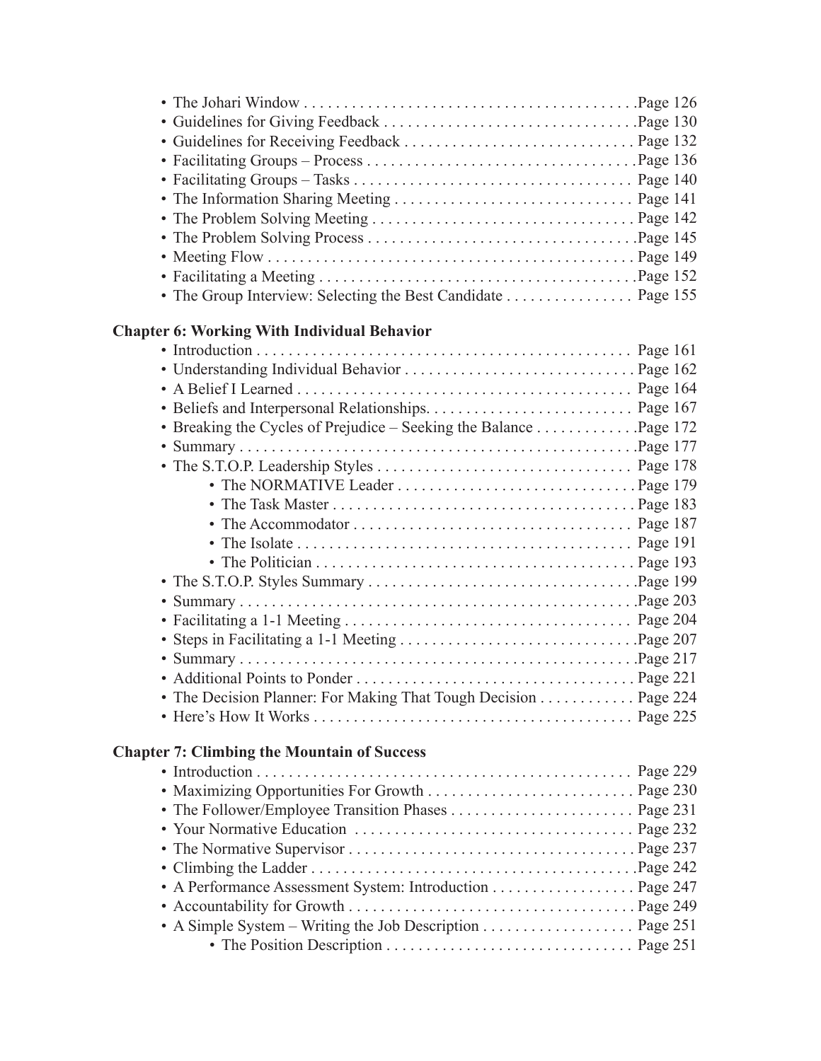- The Johari Window . . . . . . . . . . . . . . . . . . . . . . . . . . . . . . . . . . . . . . . . . .Page 126
- Guidelines for Giving Feedback . . . . . . . . . . . . . . . . . . . . . . . . . . . . . . . .Page 130
- Guidelines for Receiving Feedback . . . . . . . . . . . . . . . . . . . . . . . . . . . . . Page 132
- Facilitating Groups – Process . . . . . . . . . . . . . . . . . . . . . . . . . . . . . . . . . .Page 136
- Facilitating Groups – Tasks . . . . . . . . . . . . . . . . . . . . . . . . . . . . . . . . . . . Page 140
- The Information Sharing Meeting . . . . . . . . . . . . . . . . . . . . . . . . . . . . . . Page 141
- The Problem Solving Meeting . . . . . . . . . . . . . . . . . . . . . . . . . . . . . . . . . Page 142
- The Problem Solving Process . . . . . . . . . . . . . . . . . . . . . . . . . . . . . . . . . .Page 145
- Meeting Flow . . . . . . . . . . . . . . . . . . . . . . . . . . . . . . . . . . . . . . . . . . . . . Page 149
- Facilitating a Meeting . . . . . . . . . . . . . . . . . . . . . . . . . . . . . . . . . . . . . . . .Page 152
- The Group Interview: Selecting the Best Candidate . . . . . . . . . . . . . . . . Page 155

**Chapter 6: Working With Individual Behavior**

- Introduction . . . . . . . . . . . . . . . . . . . . . . . . . . . . . . . . . . . . . . . . . . . . . . . Page 161
- Understanding Individual Behavior . . . . . . . . . . . . . . . . . . . . . . . . . . . . . Page 162
- A Belief I Learned . . . . . . . . . . . . . . . . . . . . . . . . . . . . . . . . . . . . . . . . . . Page 164
- Beliefs and Interpersonal Relationships. . . . . . . . . . . . . . . . . . . . . . . . . . Page 167
- Breaking the Cycles of Prejudice – Seeking the Balance . . . . . . . . . . . . .Page 172
- Summary . . . . . . . . . . . . . . . . . . . . . . . . . . . . . . . . . . . . . . . . . . . . . . . . . .Page 177
- The S.T.O.P. Leadership Styles . . . . . . . . . . . . . . . . . . . . . . . . . . . . . . . . Page 178
  - The NORMATIVE Leader . . . . . . . . . . . . . . . . . . . . . . . . . . . . . . Page 179
  - The Task Master . . . . . . . . . . . . . . . . . . . . . . . . . . . . . . . . . . . . . . Page 183
  - The Accommodator . . . . . . . . . . . . . . . . . . . . . . . . . . . . . . . . . . . Page 187
  - The Isolate . . . . . . . . . . . . . . . . . . . . . . . . . . . . . . . . . . . . . . . . . . Page 191
  - The Politician . . . . . . . . . . . . . . . . . . . . . . . . . . . . . . . . . . . . . . . . Page 193
- The S.T.O.P. Styles Summary . . . . . . . . . . . . . . . . . . . . . . . . . . . . . . . . .Page 199
- Summary . . . . . . . . . . . . . . . . . . . . . . . . . . . . . . . . . . . . . . . . . . . . . . . . . .Page 203
- Facilitating a 1-1 Meeting . . . . . . . . . . . . . . . . . . . . . . . . . . . . . . . . . . . . Page 204
- Steps in Facilitating a 1-1 Meeting . . . . . . . . . . . . . . . . . . . . . . . . . . . . . .Page 207
- Summary . . . . . . . . . . . . . . . . . . . . . . . . . . . . . . . . . . . . . . . . . . . . . . . . . .Page 217
- Additional Points to Ponder . . . . . . . . . . . . . . . . . . . . . . . . . . . . . . . . . . . Page 221
- The Decision Planner: For Making That Tough Decision . . . . . . . . . . . . Page 224
- Here's How It Works . . . . . . . . . . . . . . . . . . . . . . . . . . . . . . . . . . . . . . . . Page 225

**Chapter 7: Climbing the Mountain of Success**

- Introduction . . . . . . . . . . . . . . . . . . . . . . . . . . . . . . . . . . . . . . . . . . . . . . . Page 229
- Maximizing Opportunities For Growth . . . . . . . . . . . . . . . . . . . . . . . . . . Page 230
- The Follower/Employee Transition Phases . . . . . . . . . . . . . . . . . . . . . . . Page 231
- Your Normative Education . . . . . . . . . . . . . . . . . . . . . . . . . . . . . . . . . . . Page 232
- The Normative Supervisor . . . . . . . . . . . . . . . . . . . . . . . . . . . . . . . . . . . . Page 237
- Climbing the Ladder . . . . . . . . . . . . . . . . . . . . . . . . . . . . . . . . . . . . . . . . .Page 242
- A Performance Assessment System: Introduction . . . . . . . . . . . . . . . . . . Page 247
- Accountability for Growth . . . . . . . . . . . . . . . . . . . . . . . . . . . . . . . . . . . . Page 249
- A Simple System – Writing the Job Description . . . . . . . . . . . . . . . . . . . Page 251
  - The Position Description . . . . . . . . . . . . . . . . . . . . . . . . . . . . . . . Page 251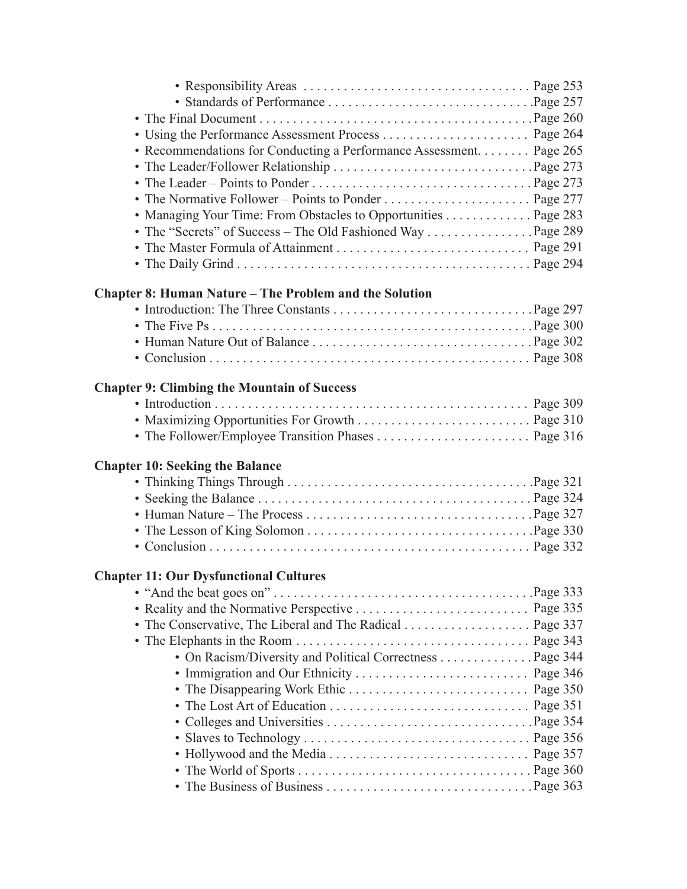- Responsibility Areas . . . . . . . . . . . . . . . . . . . . . . . . . . . . . . . . . Page 253
- Standards of Performance . . . . . . . . . . . . . . . . . . . . . . . . . . . . . .Page 257
- The Final Document . . . . . . . . . . . . . . . . . . . . . . . . . . . . . . . . . . . . . . . .Page 260
- Using the Performance Assessment Process . . . . . . . . . . . . . . . . . . . . . Page 264
- Recommendations for Conducting a Performance Assessment. . . . . . . . Page 265
- The Leader/Follower Relationship . . . . . . . . . . . . . . . . . . . . . . . . . . . . .Page 273
- The Leader – Points to Ponder . . . . . . . . . . . . . . . . . . . . . . . . . . . . . . . .Page 273
- The Normative Follower – Points to Ponder . . . . . . . . . . . . . . . . . . . . . Page 277
- Managing Your Time: From Obstacles to Opportunities . . . . . . . . . . . . Page 283
- The "Secrets" of Success – The Old Fashioned Way . . . . . . . . . . . . . . . .Page 289
- The Master Formula of Attainment . . . . . . . . . . . . . . . . . . . . . . . . . . . . Page 291
- The Daily Grind . . . . . . . . . . . . . . . . . . . . . . . . . . . . . . . . . . . . . . . . . . . Page 294

**Chapter 8: Human Nature – The Problem and the Solution**

- Introduction: The Three Constants . . . . . . . . . . . . . . . . . . . . . . . . . . . . .Page 297
- The Five Ps . . . . . . . . . . . . . . . . . . . . . . . . . . . . . . . . . . . . . . . . . . . . . . .Page 300
- Human Nature Out of Balance . . . . . . . . . . . . . . . . . . . . . . . . . . . . . . . .Page 302
- Conclusion . . . . . . . . . . . . . . . . . . . . . . . . . . . . . . . . . . . . . . . . . . . . . . . Page 308

**Chapter 9: Climbing the Mountain of Success**

- Introduction . . . . . . . . . . . . . . . . . . . . . . . . . . . . . . . . . . . . . . . . . . . . . . Page 309
- Maximizing Opportunities For Growth . . . . . . . . . . . . . . . . . . . . . . . . . Page 310
- The Follower/Employee Transition Phases . . . . . . . . . . . . . . . . . . . . . . Page 316

**Chapter 10: Seeking the Balance**

- Thinking Things Through . . . . . . . . . . . . . . . . . . . . . . . . . . . . . . . . . . . .Page 321
- Seeking the Balance . . . . . . . . . . . . . . . . . . . . . . . . . . . . . . . . . . . . . . . . .Page 324
- Human Nature – The Process . . . . . . . . . . . . . . . . . . . . . . . . . . . . . . . . .Page 327
- The Lesson of King Solomon . . . . . . . . . . . . . . . . . . . . . . . . . . . . . . . . .Page 330
- Conclusion . . . . . . . . . . . . . . . . . . . . . . . . . . . . . . . . . . . . . . . . . . . . . . . Page 332

**Chapter 11: Our Dysfunctional Cultures**

- "And the beat goes on" . . . . . . . . . . . . . . . . . . . . . . . . . . . . . . . . . . . . . .Page 333
- Reality and the Normative Perspective . . . . . . . . . . . . . . . . . . . . . . . . . Page 335
- The Conservative, The Liberal and The Radical . . . . . . . . . . . . . . . . . . Page 337
- The Elephants in the Room . . . . . . . . . . . . . . . . . . . . . . . . . . . . . . . . . . Page 343
  - On Racism/Diversity and Political Correctness . . . . . . . . . . . . . .Page 344
  - Immigration and Our Ethnicity . . . . . . . . . . . . . . . . . . . . . . . . . Page 346
  - The Disappearing Work Ethic . . . . . . . . . . . . . . . . . . . . . . . . . . Page 350
  - The Lost Art of Education . . . . . . . . . . . . . . . . . . . . . . . . . . . . . Page 351
  - Colleges and Universities . . . . . . . . . . . . . . . . . . . . . . . . . . . . . . .Page 354
  - Slaves to Technology . . . . . . . . . . . . . . . . . . . . . . . . . . . . . . . . . Page 356
  - Hollywood and the Media . . . . . . . . . . . . . . . . . . . . . . . . . . . . . Page 357
  - The World of Sports . . . . . . . . . . . . . . . . . . . . . . . . . . . . . . . . . . .Page 360
  - The Business of Business . . . . . . . . . . . . . . . . . . . . . . . . . . . . . . .Page 363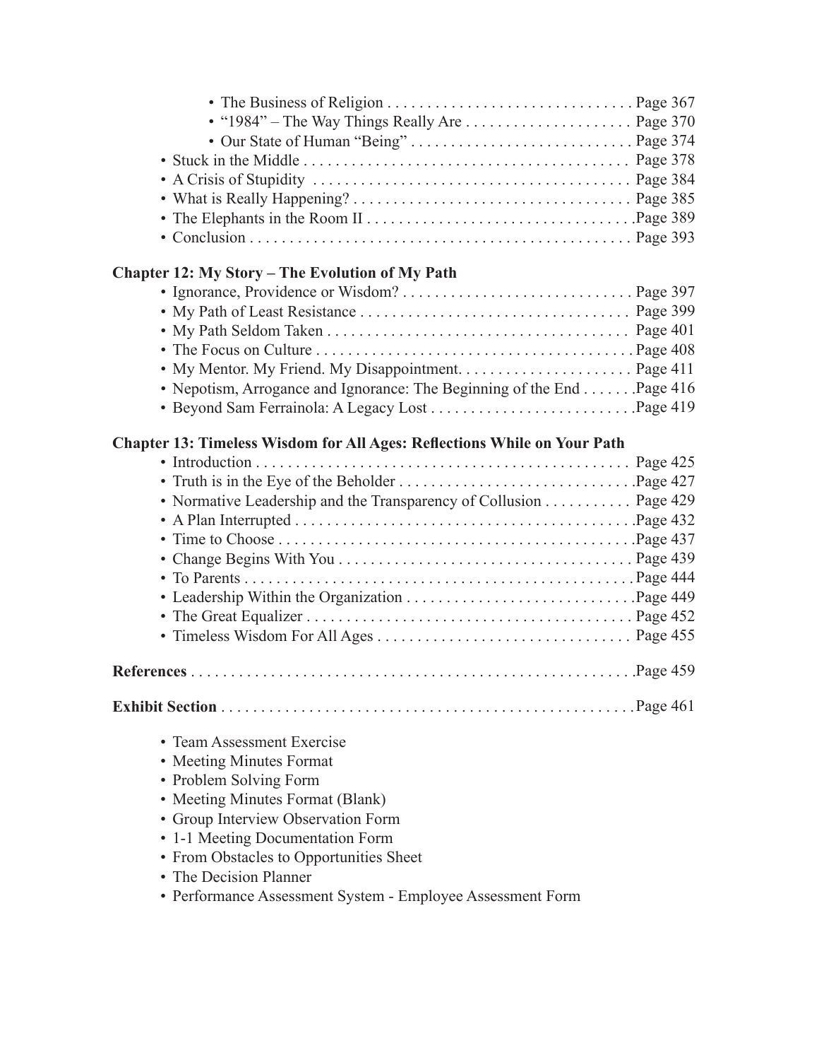- The Business of Religion . . . . . . . . . . . . . . . . . . . . . . . . . . . . . . Page 367
- "1984" – The Way Things Really Are . . . . . . . . . . . . . . . . . . . . . Page 370
- Our State of Human "Being" . . . . . . . . . . . . . . . . . . . . . . . . . . . Page 374

- Stuck in the Middle . . . . . . . . . . . . . . . . . . . . . . . . . . . . . . . . . . . . Page 378
- A Crisis of Stupidity . . . . . . . . . . . . . . . . . . . . . . . . . . . . . . . . . . . Page 384
- What is Really Happening? . . . . . . . . . . . . . . . . . . . . . . . . . . . . . . . Page 385
- The Elephants in the Room II . . . . . . . . . . . . . . . . . . . . . . . . . . . . . Page 389
- Conclusion . . . . . . . . . . . . . . . . . . . . . . . . . . . . . . . . . . . . . . . . . . Page 393

**Chapter 12: My Story – The Evolution of My Path**

- Ignorance, Providence or Wisdom? . . . . . . . . . . . . . . . . . . . . . . . . . . Page 397
- My Path of Least Resistance . . . . . . . . . . . . . . . . . . . . . . . . . . . . . . . Page 399
- My Path Seldom Taken . . . . . . . . . . . . . . . . . . . . . . . . . . . . . . . . . . Page 401
- The Focus on Culture . . . . . . . . . . . . . . . . . . . . . . . . . . . . . . . . . . . Page 408
- My Mentor. My Friend. My Disappointment. . . . . . . . . . . . . . . . . . . . . Page 411
- Nepotism, Arrogance and Ignorance: The Beginning of the End . . . . . . . Page 416
- Beyond Sam Ferrainola: A Legacy Lost . . . . . . . . . . . . . . . . . . . . . . . . Page 419

**Chapter 13: Timeless Wisdom for All Ages: Reflections While on Your Path**

- Introduction . . . . . . . . . . . . . . . . . . . . . . . . . . . . . . . . . . . . . . . . . . Page 425
- Truth is in the Eye of the Beholder . . . . . . . . . . . . . . . . . . . . . . . . . . Page 427
- Normative Leadership and the Transparency of Collusion . . . . . . . . . . . Page 429
- A Plan Interrupted . . . . . . . . . . . . . . . . . . . . . . . . . . . . . . . . . . . . . . Page 432
- Time to Choose . . . . . . . . . . . . . . . . . . . . . . . . . . . . . . . . . . . . . . . . Page 437
- Change Begins With You . . . . . . . . . . . . . . . . . . . . . . . . . . . . . . . . . . Page 439
- To Parents . . . . . . . . . . . . . . . . . . . . . . . . . . . . . . . . . . . . . . . . . . . . Page 444
- Leadership Within the Organization . . . . . . . . . . . . . . . . . . . . . . . . . . Page 449
- The Great Equalizer . . . . . . . . . . . . . . . . . . . . . . . . . . . . . . . . . . . . . Page 452
- Timeless Wisdom For All Ages . . . . . . . . . . . . . . . . . . . . . . . . . . . . . Page 455

**References** . . . . . . . . . . . . . . . . . . . . . . . . . . . . . . . . . . . . . . . . . . . . . . . Page 459

**Exhibit Section** . . . . . . . . . . . . . . . . . . . . . . . . . . . . . . . . . . . . . . . . . . . Page 461

- Team Assessment Exercise
- Meeting Minutes Format
- Problem Solving Form
- Meeting Minutes Format (Blank)
- Group Interview Observation Form
- 1-1 Meeting Documentation Form
- From Obstacles to Opportunities Sheet
- The Decision Planner
- Performance Assessment System - Employee Assessment Form